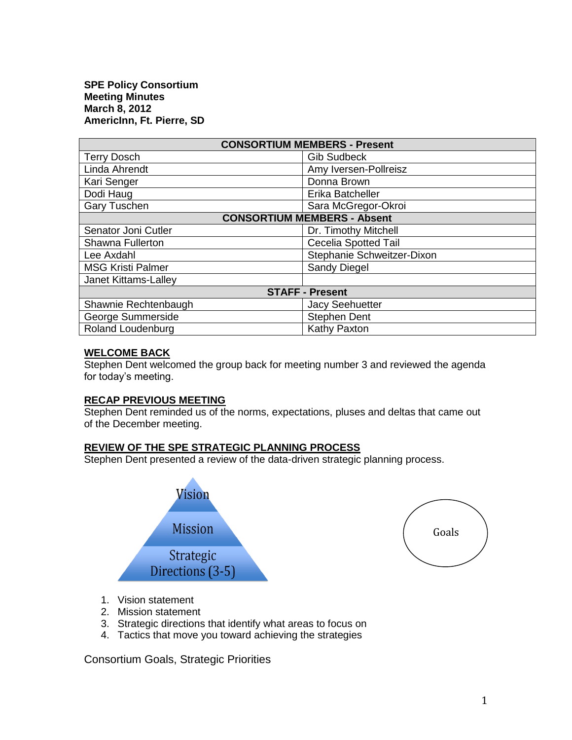**SPE Policy Consortium**
**Meeting Minutes**
**March 8, 2012**
**AmericInn, Ft. Pierre, SD**

| CONSORTIUM MEMBERS - Present | |
|---|---|
| Terry Dosch | Gib Sudbeck |
| Linda Ahrendt | Amy Iversen-Pollreisz |
| Kari Senger | Donna Brown |
| Dodi Haug | Erika Batcheller |
| Gary Tuschen | Sara McGregor-Okroi |
| **CONSORTIUM MEMBERS - Absent** | |
| Senator Joni Cutler | Dr. Timothy Mitchell |
| Shawna Fullerton | Cecelia Spotted Tail |
| Lee Axdahl | Stephanie Schweitzer-Dixon |
| MSG Kristi Palmer | Sandy Diegel |
| Janet Kittams-Lalley | |
| **STAFF - Present** | |
| Shawnie Rechtenbaugh | Jacy Seehuetter |
| George Summerside | Stephen Dent |
| Roland Loudenburg | Kathy Paxton |

## WELCOME BACK

Stephen Dent welcomed the group back for meeting number 3 and reviewed the agenda for today's meeting.

## RECAP PREVIOUS MEETING

Stephen Dent reminded us of the norms, expectations, pluses and deltas that came out of the December meeting.

## REVIEW OF THE SPE STRATEGIC PLANNING PROCESS

Stephen Dent presented a review of the data-driven strategic planning process.

Vision
Mission
Strategic Directions (3-5)

Goals

1. Vision statement
2. Mission statement
3. Strategic directions that identify what areas to focus on
4. Tactics that move you toward achieving the strategies

Consortium Goals, Strategic Priorities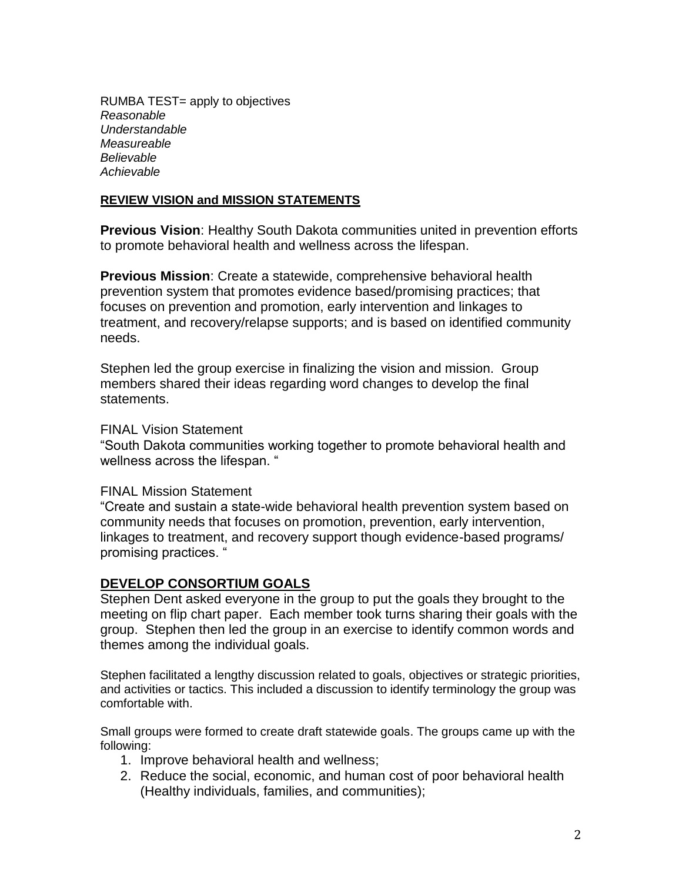RUMBA TEST= apply to objectives
*Reasonable*
*Understandable*
*Measureable*
*Believable*
*Achievable*

**REVIEW VISION and MISSION STATEMENTS**

**Previous Vision**: Healthy South Dakota communities united in prevention efforts to promote behavioral health and wellness across the lifespan.

**Previous Mission**: Create a statewide, comprehensive behavioral health prevention system that promotes evidence based/promising practices; that focuses on prevention and promotion, early intervention and linkages to treatment, and recovery/relapse supports; and is based on identified community needs.

Stephen led the group exercise in finalizing the vision and mission. Group members shared their ideas regarding word changes to develop the final statements.

FINAL Vision Statement
"South Dakota communities working together to promote behavioral health and wellness across the lifespan. "

FINAL Mission Statement
"Create and sustain a state-wide behavioral health prevention system based on community needs that focuses on promotion, prevention, early intervention, linkages to treatment, and recovery support though evidence-based programs/ promising practices. "

## DEVELOP CONSORTIUM GOALS

Stephen Dent asked everyone in the group to put the goals they brought to the meeting on flip chart paper. Each member took turns sharing their goals with the group. Stephen then led the group in an exercise to identify common words and themes among the individual goals.

Stephen facilitated a lengthy discussion related to goals, objectives or strategic priorities, and activities or tactics. This included a discussion to identify terminology the group was comfortable with.

Small groups were formed to create draft statewide goals. The groups came up with the following:

1. Improve behavioral health and wellness;
2. Reduce the social, economic, and human cost of poor behavioral health (Healthy individuals, families, and communities);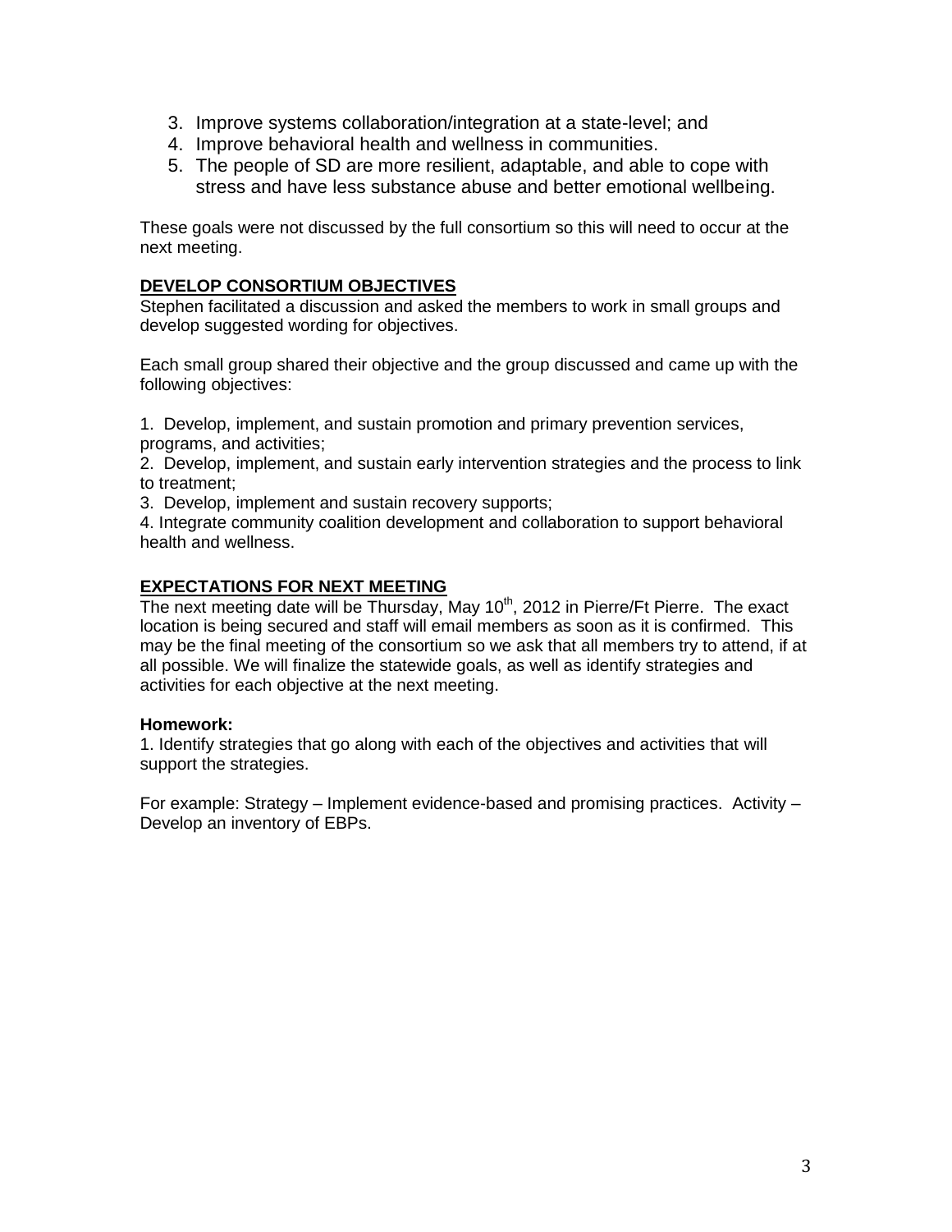3. Improve systems collaboration/integration at a state-level; and
4. Improve behavioral health and wellness in communities.
5. The people of SD are more resilient, adaptable, and able to cope with stress and have less substance abuse and better emotional wellbeing.

These goals were not discussed by the full consortium so this will need to occur at the next meeting.

## DEVELOP CONSORTIUM OBJECTIVES

Stephen facilitated a discussion and asked the members to work in small groups and develop suggested wording for objectives.

Each small group shared their objective and the group discussed and came up with the following objectives:

1. Develop, implement, and sustain promotion and primary prevention services, programs, and activities;
2. Develop, implement, and sustain early intervention strategies and the process to link to treatment;
3. Develop, implement and sustain recovery supports;
4. Integrate community coalition development and collaboration to support behavioral health and wellness.

## EXPECTATIONS FOR NEXT MEETING

The next meeting date will be Thursday, May 10th, 2012 in Pierre/Ft Pierre. The exact location is being secured and staff will email members as soon as it is confirmed. This may be the final meeting of the consortium so we ask that all members try to attend, if at all possible. We will finalize the statewide goals, as well as identify strategies and activities for each objective at the next meeting.

**Homework:**

1. Identify strategies that go along with each of the objectives and activities that will support the strategies.

For example: Strategy – Implement evidence-based and promising practices. Activity – Develop an inventory of EBPs.